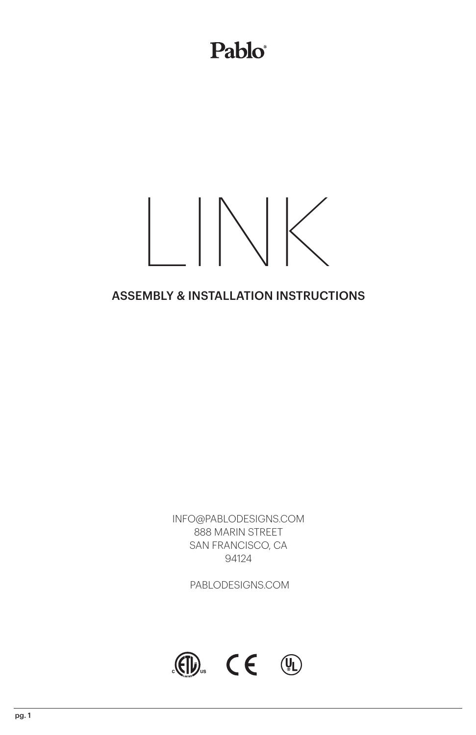Pablo®

# LINK

## ASSEMBLY & INSTALLATION INSTRUCTIONS

INFO@PABLODESIGNS.COM
888 MARIN STREET
SAN FRANCISCO, CA
94124

PABLODESIGNS.COM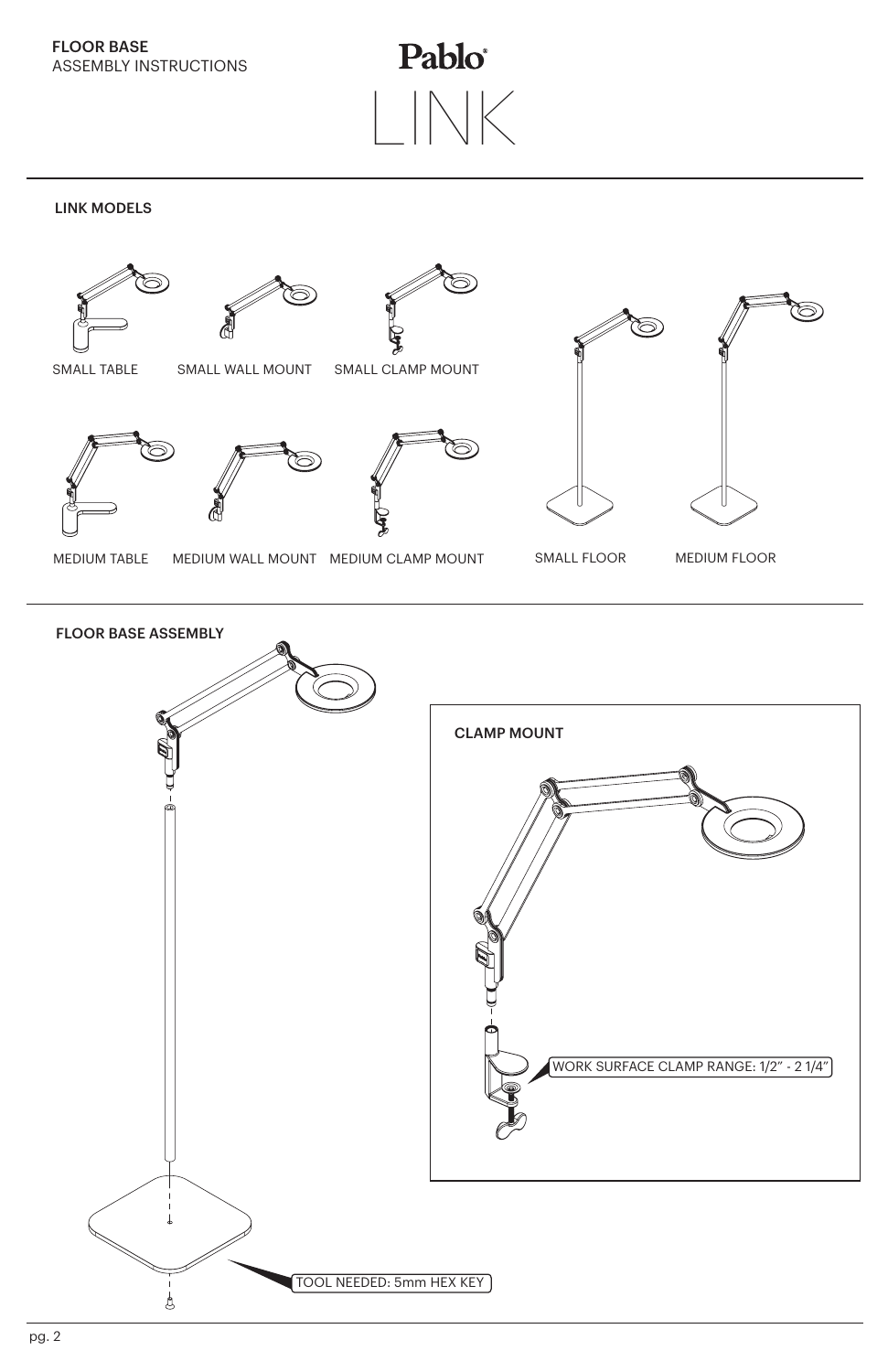**FLOOR BASE**
ASSEMBLY INSTRUCTIONS

# Pablo® LINK

## LINK MODELS

SMALL TABLE

SMALL WALL MOUNT

SMALL CLAMP MOUNT

MEDIUM TABLE

MEDIUM WALL MOUNT

MEDIUM CLAMP MOUNT

SMALL FLOOR

MEDIUM FLOOR

## FLOOR BASE ASSEMBLY

TOOL NEEDED: 5mm HEX KEY

### CLAMP MOUNT

WORK SURFACE CLAMP RANGE: 1/2" - 2 1/4"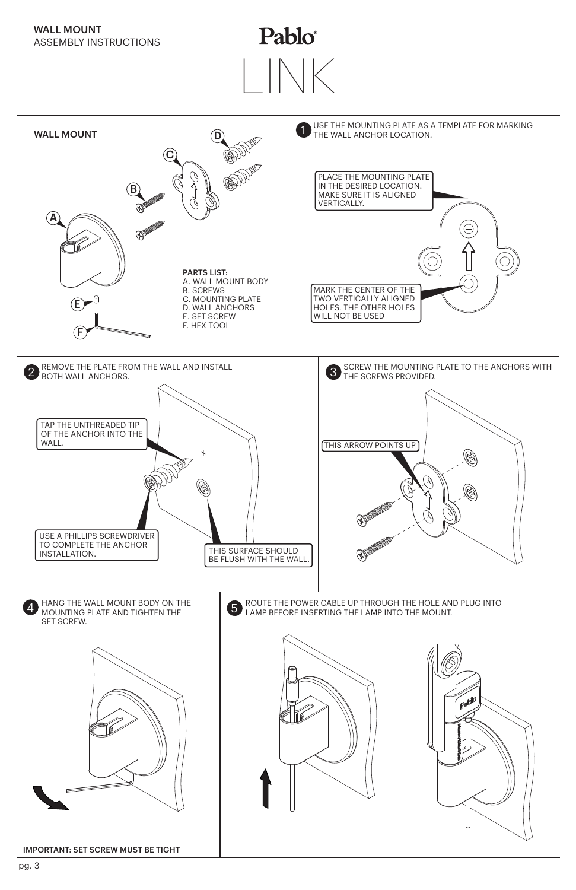**WALL MOUNT**
ASSEMBLY INSTRUCTIONS

# Pablo®

# LINK

## WALL MOUNT

**PARTS LIST:**
A. WALL MOUNT BODY
B. SCREWS
C. MOUNTING PLATE
D. WALL ANCHORS
E. SET SCREW
F. HEX TOOL

**1** USE THE MOUNTING PLATE AS A TEMPLATE FOR MARKING THE WALL ANCHOR LOCATION.

PLACE THE MOUNTING PLATE IN THE DESIRED LOCATION. MAKE SURE IT IS ALIGNED VERTICALLY.

MARK THE CENTER OF THE TWO VERTICALLY ALIGNED HOLES. THE OTHER HOLES WILL NOT BE USED

**2** REMOVE THE PLATE FROM THE WALL AND INSTALL BOTH WALL ANCHORS.

TAP THE UNTHREADED TIP OF THE ANCHOR INTO THE WALL.

USE A PHILLIPS SCREWDRIVER TO COMPLETE THE ANCHOR INSTALLATION.

THIS SURFACE SHOULD BE FLUSH WITH THE WALL.

**3** SCREW THE MOUNTING PLATE TO THE ANCHORS WITH THE SCREWS PROVIDED.

THIS ARROW POINTS UP

**4** HANG THE WALL MOUNT BODY ON THE MOUNTING PLATE AND TIGHTEN THE SET SCREW.

**IMPORTANT: SET SCREW MUST BE TIGHT**

**5** ROUTE THE POWER CABLE UP THROUGH THE HOLE AND PLUG INTO LAMP BEFORE INSERTING THE LAMP INTO THE MOUNT.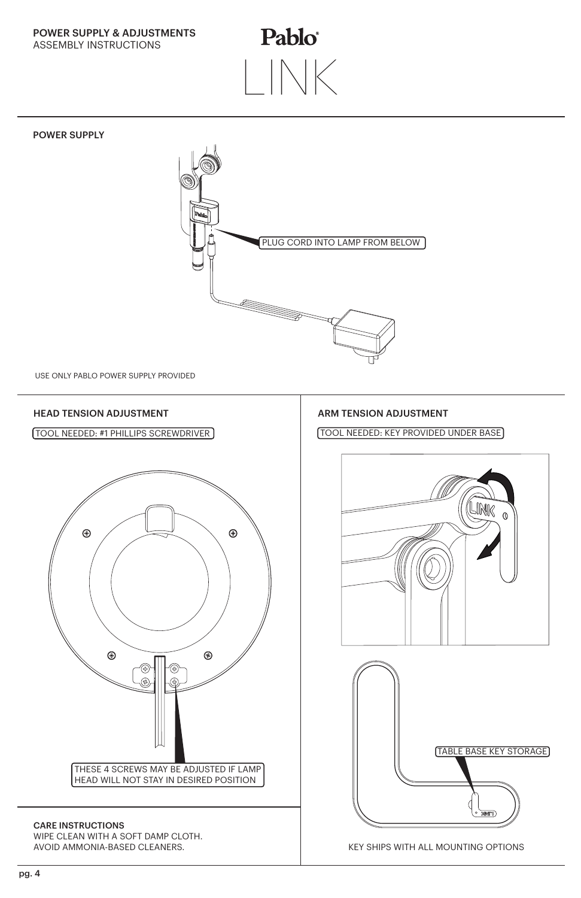**POWER SUPPLY & ADJUSTMENTS**
ASSEMBLY INSTRUCTIONS

# Pablo LINK

## POWER SUPPLY

PLUG CORD INTO LAMP FROM BELOW

USE ONLY PABLO POWER SUPPLY PROVIDED

## HEAD TENSION ADJUSTMENT

TOOL NEEDED: #1 PHILLIPS SCREWDRIVER

THESE 4 SCREWS MAY BE ADJUSTED IF LAMP HEAD WILL NOT STAY IN DESIRED POSITION

## ARM TENSION ADJUSTMENT

TOOL NEEDED: KEY PROVIDED UNDER BASE

TABLE BASE KEY STORAGE

KEY SHIPS WITH ALL MOUNTING OPTIONS

## CARE INSTRUCTIONS

WIPE CLEAN WITH A SOFT DAMP CLOTH.
AVOID AMMONIA-BASED CLEANERS.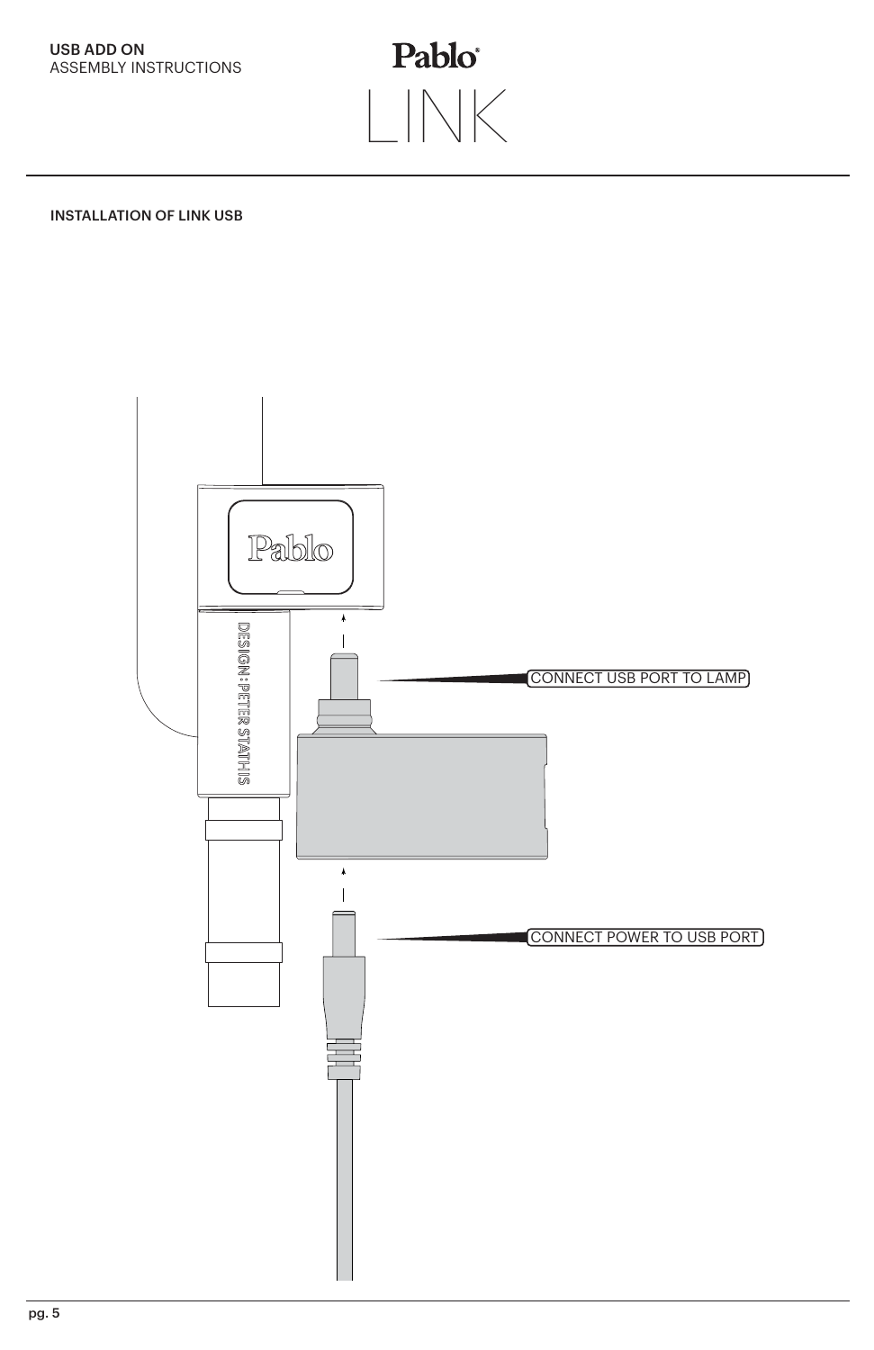**USB ADD ON**
ASSEMBLY INSTRUCTIONS

# Pablo LINK

## INSTALLATION OF LINK USB

Pablo

DESIGN: PETER STATHIS

CONNECT USB PORT TO LAMP

CONNECT POWER TO USB PORT